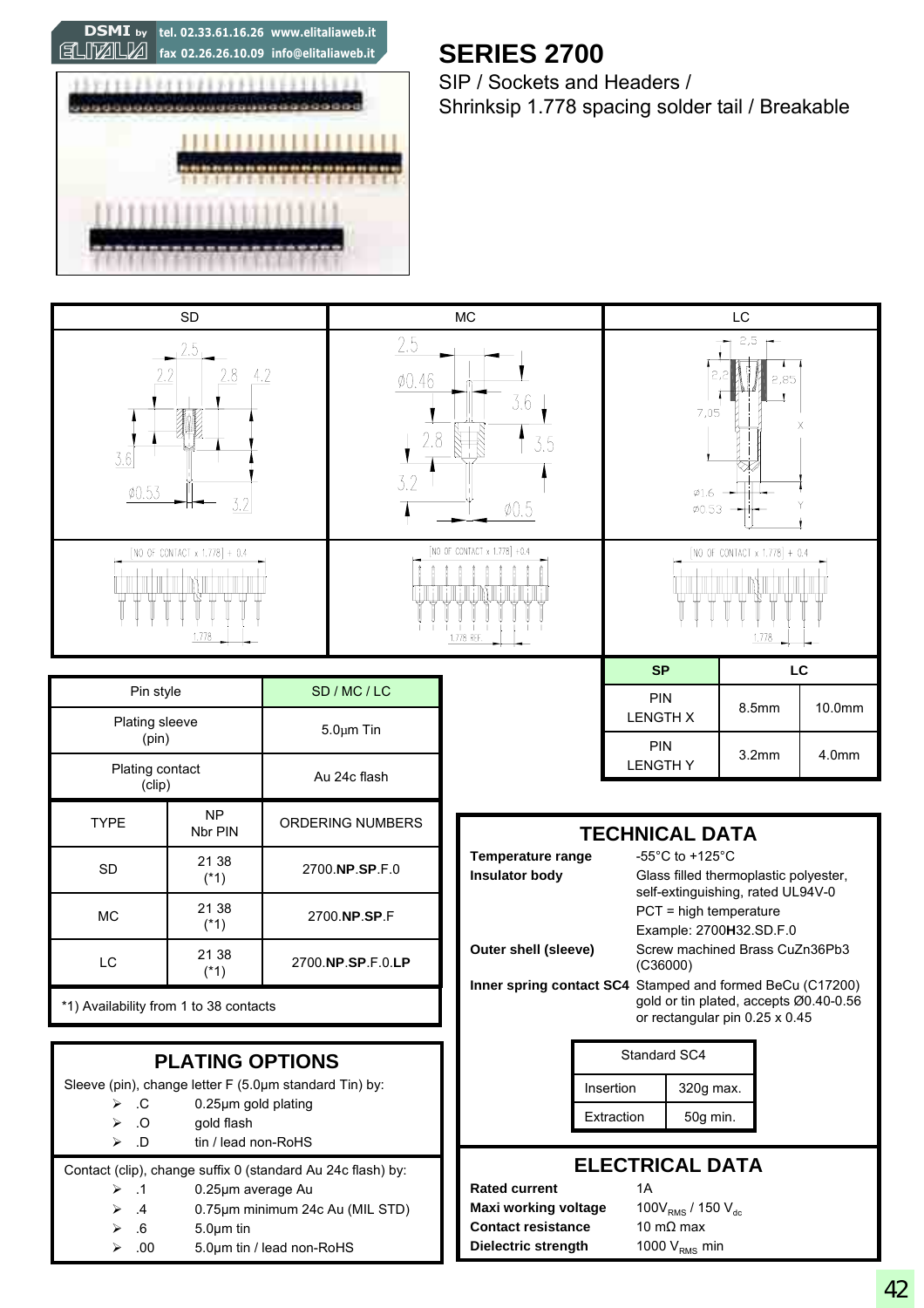DSMI by ELITALIA tel. 02.33.61.16.26 www.elitaliaweb.it fax 02.26.26.10.09 info@elitaliaweb.it

# SERIES 2700

SIP / Sockets and Headers /
Shrinksip 1.778 spacing solder tail / Breakable

| SD | MC | LC |
|---|---|---|

| | SP | LC |
|---|---|---|
| PIN LENGTH X | 8.5mm | 10.0mm |
| PIN LENGTH Y | 3.2mm | 4.0mm |

| Pin style | | SD / MC / LC |
|---|---|---|
| Plating sleeve (pin) | | 5.0µm Tin |
| Plating contact (clip) | | Au 24c flash |
| TYPE | NP Nbr PIN | ORDERING NUMBERS |
| SD | 21 38 (*1) | 2700.**NP**.**SP**.F.0 |
| MC | 21 38 (*1) | 2700.**NP**.**SP**.F |
| LC | 21 38 (*1) | 2700.**NP**.**SP**.F.0.**LP** |

*1) Availability from 1 to 38 contacts

## PLATING OPTIONS

Sleeve (pin), change letter F (5.0µm standard Tin) by:

- .C 0.25µm gold plating
- .O gold flash
- .D tin / lead non-RoHS

Contact (clip), change suffix 0 (standard Au 24c flash) by:

- .1 0.25µm average Au
- .4 0.75µm minimum 24c Au (MIL STD)
- .6 5.0µm tin
- .00 5.0µm tin / lead non-RoHS

## TECHNICAL DATA

**Temperature range** -55°C to +125°C

**Insulator body** Glass filled thermoplastic polyester, self-extinguishing, rated UL94V-0
PCT = high temperature
Example: 2700**H**32.SD.F.0

**Outer shell (sleeve)** Screw machined Brass CuZn36Pb3 (C36000)

**Inner spring contact SC4** Stamped and formed BeCu (C17200) gold or tin plated, accepts Ø0.40-0.56 or rectangular pin 0.25 x 0.45

| Standard SC4 | |
|---|---|
| Insertion | 320g max. |
| Extraction | 50g min. |

## ELECTRICAL DATA

**Rated current** 1A

**Maxi working voltage** $100V_{RMS}$ / $150\ V_{dc}$

**Contact resistance** 10 mΩ max

**Dielectric strength** $1000\ V_{RMS}$ min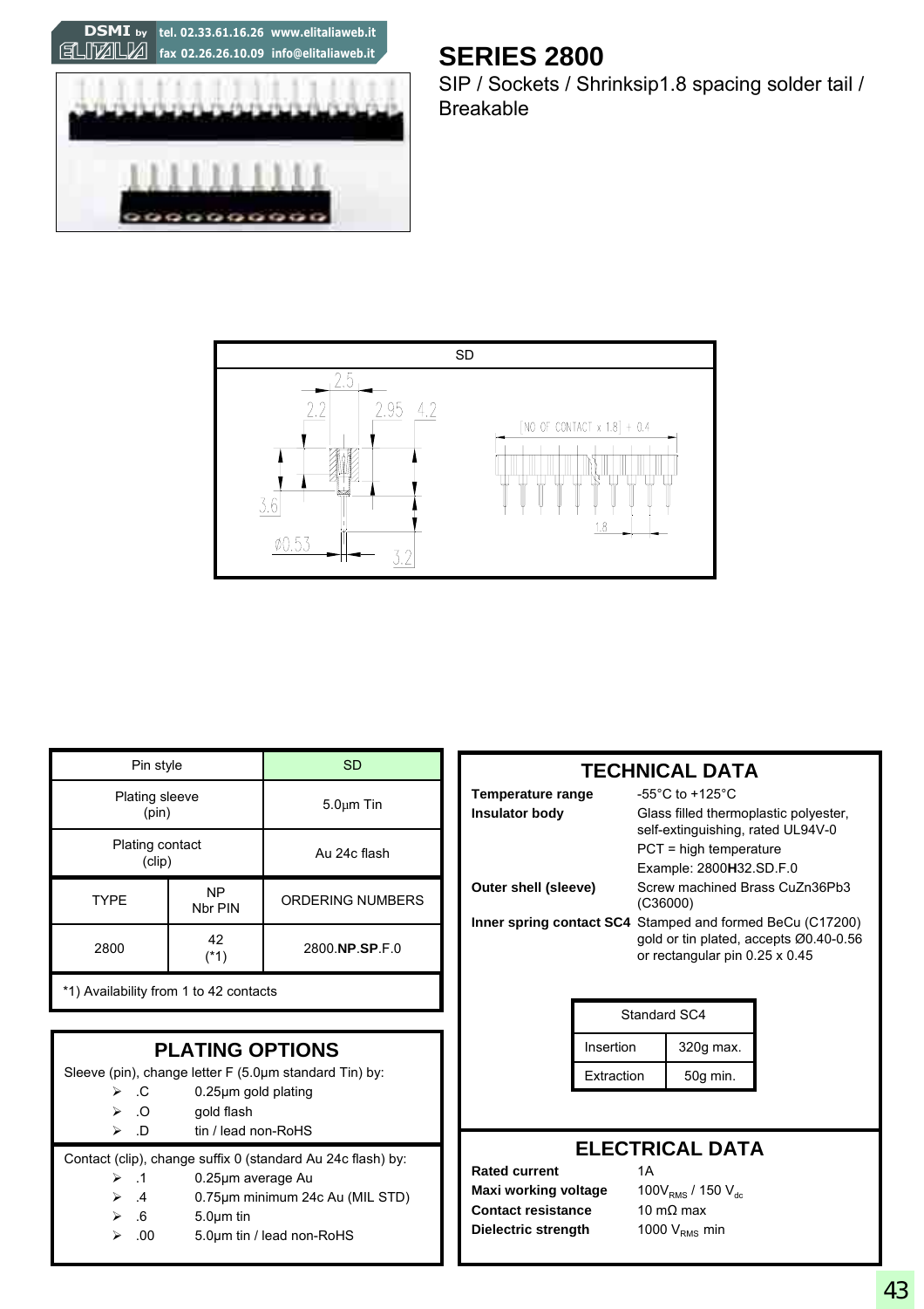DSMI by ELITALIA tel. 02.33.61.16.26 www.elitaliaweb.it fax 02.26.26.10.09 info@elitaliaweb.it

# SERIES 2800

SIP / Sockets / Shrinksip1.8 spacing solder tail / Breakable

SD

2.5 2.2 2.95 4.2 3.6 Ø0.53 3.2 [NO OF CONTACT x 1.8] + 0.4 1.8

| Pin style | | SD |
|---|---|---|
| Plating sleeve (pin) | | 5.0µm Tin |
| Plating contact (clip) | | Au 24c flash |
| TYPE | NP Nbr PIN | ORDERING NUMBERS |
| 2800 | 42 (*1) | 2800.**NP**.**SP**.F.0 |

*1) Availability from 1 to 42 contacts

## PLATING OPTIONS

Sleeve (pin), change letter F (5.0µm standard Tin) by:

- .C 0.25µm gold plating
- .O gold flash
- .D tin / lead non-RoHS

Contact (clip), change suffix 0 (standard Au 24c flash) by:

- .1 0.25µm average Au
- .4 0.75µm minimum 24c Au (MIL STD)
- .6 5.0µm tin
- .00 5.0µm tin / lead non-RoHS

## TECHNICAL DATA

**Temperature range** -55°C to +125°C

**Insulator body** Glass filled thermoplastic polyester, self-extinguishing, rated UL94V-0
PCT = high temperature
Example: 2800**H**32.SD.F.0

**Outer shell (sleeve)** Screw machined Brass CuZn36Pb3 (C36000)

**Inner spring contact SC4** Stamped and formed BeCu (C17200) gold or tin plated, accepts Ø0.40-0.56 or rectangular pin 0.25 x 0.45

| Standard SC4 | |
|---|---|
| Insertion | 320g max. |
| Extraction | 50g min. |

## ELECTRICAL DATA

**Rated current** 1A

**Maxi working voltage** 100$V_{RMS}$ / 150 $V_{dc}$

**Contact resistance** 10 mΩ max

**Dielectric strength** 1000 $V_{RMS}$ min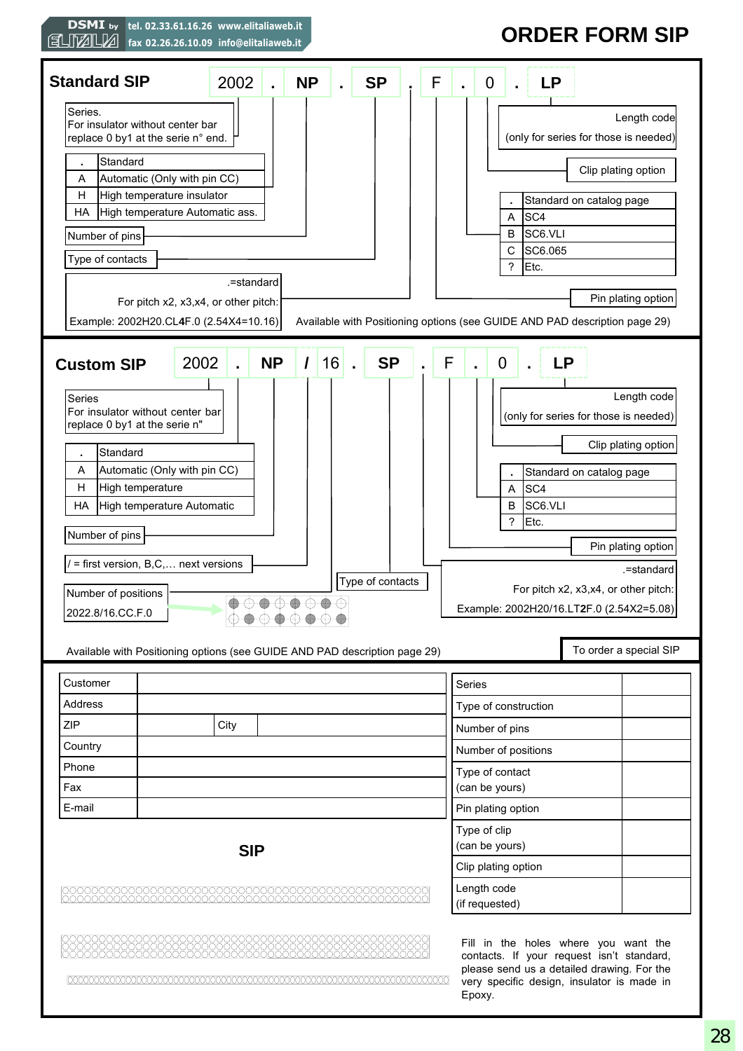DSMI by ELITALIA — tel. 02.33.61.16.26 www.elitaliaweb.it — fax 02.26.26.10.09 info@elitaliaweb.it

# ORDER FORM SIP

## Standard SIP

**2002 . NP . SP . F . 0 . LP**

- Series. For insulator without center bar replace 0 by1 at the serie n° end.

| | |
|---|---|
| . | Standard |
| A | Automatic (Only with pin CC) |
| H | High temperature insulator |
| HA | High temperature Automatic ass. |

- Number of pins
- Type of contacts
- .=standard
  For pitch x2, x3,x4, or other pitch:
  Example: 2002H20.CL**4**F.0 (2.54X4=10.16)
- Length code (only for series for those is needed)
- Clip plating option

| | |
|---|---|
| . | Standard on catalog page |
| A | SC4 |
| B | SC6.VLI |
| C | SC6.065 |
| ? | Etc. |

- Pin plating option

Available with Positioning options (see GUIDE AND PAD description page 29)

## Custom SIP

**2002 . NP / 16 . SP . F . 0 . LP**

- Series. For insulator without center bar replace 0 by1 at the serie n"

| | |
|---|---|
| . | Standard |
| A | Automatic (Only with pin CC) |
| H | High temperature |
| HA | High temperature Automatic |

- Number of pins
- / = first version, B,C,… next versions
- Number of positions
  2022.8/16.CC.F.0
- Type of contacts
- Length code (only for series for those is needed)
- Clip plating option

| | |
|---|---|
| . | Standard on catalog page |
| A | SC4 |
| B | SC6.VLI |
| ? | Etc. |

- Pin plating option
- .=standard
  For pitch x2, x3,x4, or other pitch:
  Example: 2002H20/16.LT**2**F.0 (2.54X2=5.08)

Available with Positioning options (see GUIDE AND PAD description page 29)

To order a special SIP

| | | | |
|---|---|---|---|
| Customer | | | |
| Address | | | |
| ZIP | | City | |
| Country | | | |
| Phone | | | |
| Fax | | | |
| E-mail | | | |

| | |
|---|---|
| Series | |
| Type of construction | |
| Number of pins | |
| Number of positions | |
| Type of contact (can be yours) | |
| Pin plating option | |
| Type of clip (can be yours) | |
| Clip plating option | |
| Length code (if requested) | |

### SIP

Fill in the holes where you want the contacts. If your request isn't standard, please send us a detailed drawing. For the very specific design, insulator is made in Epoxy.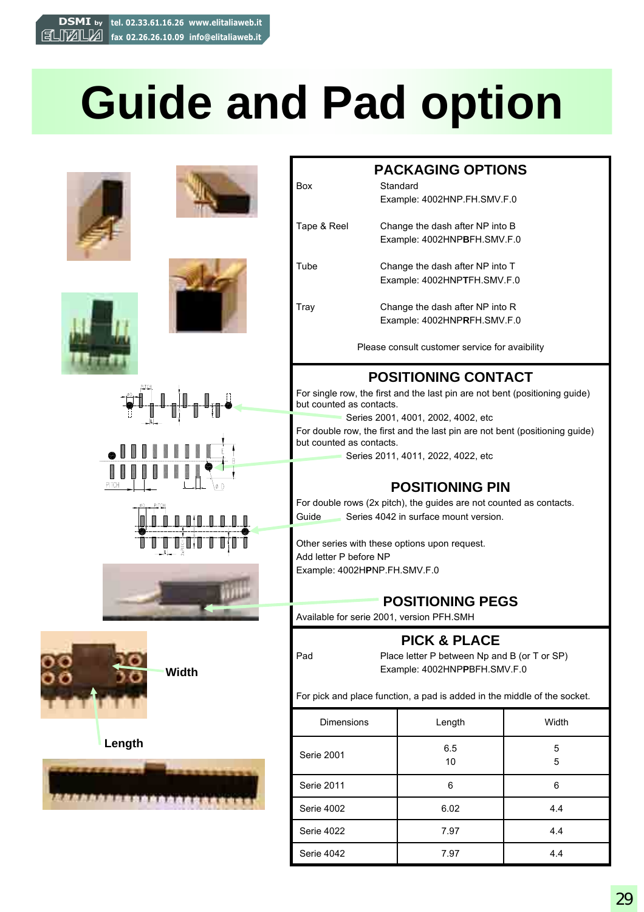# Guide and Pad option

## PACKAGING OPTIONS

Box
Standard
Example: 4002HNP.FH.SMV.F.0

Tape & Reel
Change the dash after NP into B
Example: 4002HNP**B**FH.SMV.F.0

Tube
Change the dash after NP into T
Example: 4002HNP**T**FH.SMV.F.0

Tray
Change the dash after NP into R
Example: 4002HNP**R**FH.SMV.F.0

Please consult customer service for avaibility

## POSITIONING CONTACT

For single row, the first and the last pin are not bent (positioning guide) but counted as contacts.
Series 2001, 4001, 2002, 4002, etc

For double row, the first and the last pin are not bent (positioning guide) but counted as contacts.
Series 2011, 4011, 2022, 4022, etc

## POSITIONING PIN

For double rows (2x pitch), the guides are not counted as contacts.
Guide — Series 4042 in surface mount version.

Other series with these options upon request.
Add letter P before NP
Example: 4002H**P**NP.FH.SMV.F.0

## POSITIONING PEGS

Available for serie 2001, version PFH.SMH

## PICK & PLACE

Pad
Place letter P between Np and B (or T or SP)
Example: 4002HNP**P**BFH.SMV.F.0

For pick and place function, a pad is added in the middle of the socket.

Width

Length

| Dimensions | Length | Width |
|---|---|---|
| Serie 2001 | 6.5<br>10 | 5<br>5 |
| Serie 2011 | 6 | 6 |
| Serie 4002 | 6.02 | 4.4 |
| Serie 4022 | 7.97 | 4.4 |
| Serie 4042 | 7.97 | 4.4 |